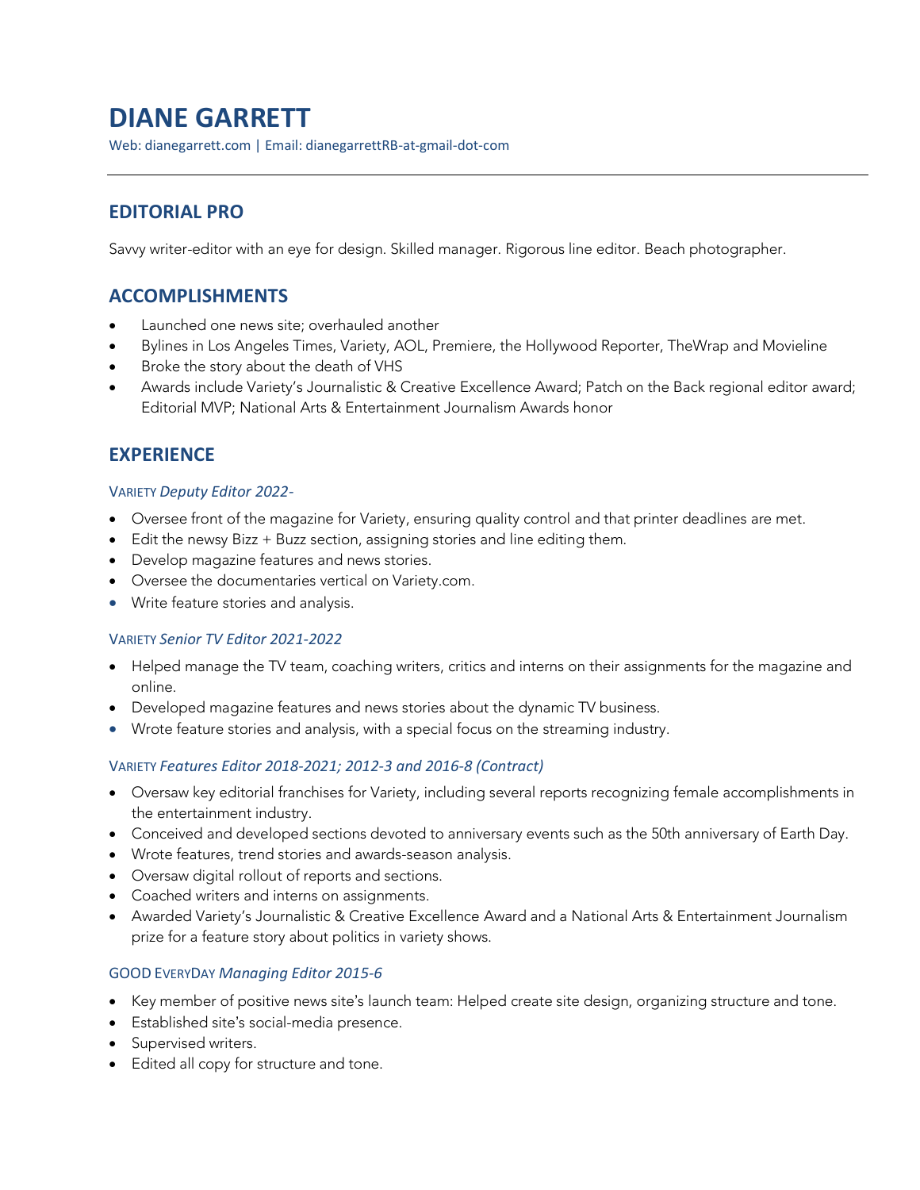# DIANE GARRETT

Web: dianegarrett.com | Email: dianegarrettRB-at-gmail-dot-com

## EDITORIAL PRO

Savvy writer-editor with an eye for design. Skilled manager. Rigorous line editor. Beach photographer.

## ACCOMPLISHMENTS

- Launched one news site; overhauled another
- Bylines in Los Angeles Times, Variety, AOL, Premiere, the Hollywood Reporter, TheWrap and Movieline
- Broke the story about the death of VHS
- Awards include Variety's Journalistic & Creative Excellence Award; Patch on the Back regional editor award; Editorial MVP; National Arts & Entertainment Journalism Awards honor

## EXPERIENCE

### VARIETY *Deputy Editor 2022-*

- Oversee front of the magazine for Variety, ensuring quality control and that printer deadlines are met.
- Edit the newsy Bizz + Buzz section, assigning stories and line editing them.
- Develop magazine features and news stories.
- Oversee the documentaries vertical on Variety.com.
- Write feature stories and analysis.

### VARIETY *Senior TV Editor 2021-2022*

- Helped manage the TV team, coaching writers, critics and interns on their assignments for the magazine and online.
- Developed magazine features and news stories about the dynamic TV business.
- Wrote feature stories and analysis, with a special focus on the streaming industry.

### VARIETY *Features Editor 2018-2021; 2012-3 and 2016-8 (Contract)*

- Oversaw key editorial franchises for Variety, including several reports recognizing female accomplishments in the entertainment industry.
- Conceived and developed sections devoted to anniversary events such as the 50th anniversary of Earth Day.
- Wrote features, trend stories and awards-season analysis.
- Oversaw digital rollout of reports and sections.
- Coached writers and interns on assignments.
- Awarded Variety's Journalistic & Creative Excellence Award and a National Arts & Entertainment Journalism prize for a feature story about politics in variety shows.

### GOOD EVERYDAY *Managing Editor 2015-6*

- Key member of positive news site's launch team: Helped create site design, organizing structure and tone.
- Established site's social-media presence.
- Supervised writers.
- Edited all copy for structure and tone.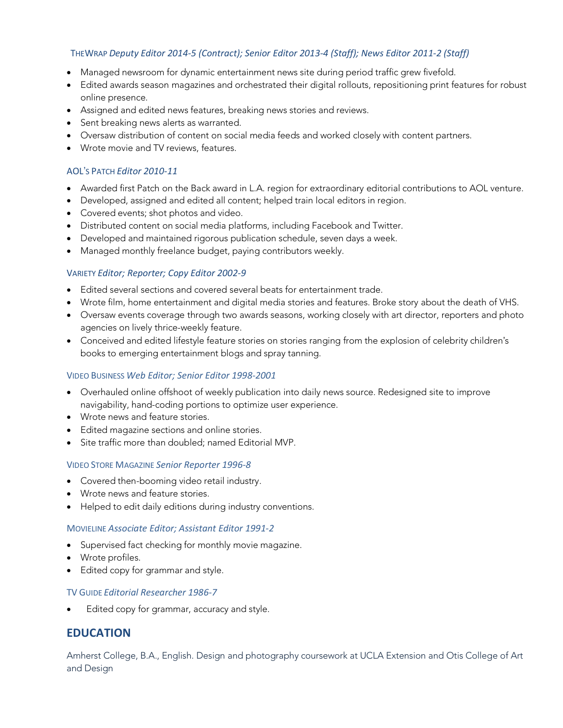THEWRAP *Deputy Editor 2014-5 (Contract); Senior Editor 2013-4 (Staff); News Editor 2011-2 (Staff)*

- Managed newsroom for dynamic entertainment news site during period traffic grew fivefold.
- Edited awards season magazines and orchestrated their digital rollouts, repositioning print features for robust online presence.
- Assigned and edited news features, breaking news stories and reviews.
- Sent breaking news alerts as warranted.
- Oversaw distribution of content on social media feeds and worked closely with content partners.
- Wrote movie and TV reviews, features.

AOL'S PATCH *Editor 2010-11*

- Awarded first Patch on the Back award in L.A. region for extraordinary editorial contributions to AOL venture.
- Developed, assigned and edited all content; helped train local editors in region.
- Covered events; shot photos and video.
- Distributed content on social media platforms, including Facebook and Twitter.
- Developed and maintained rigorous publication schedule, seven days a week.
- Managed monthly freelance budget, paying contributors weekly.

VARIETY *Editor; Reporter; Copy Editor 2002-9*

- Edited several sections and covered several beats for entertainment trade.
- Wrote film, home entertainment and digital media stories and features. Broke story about the death of VHS.
- Oversaw events coverage through two awards seasons, working closely with art director, reporters and photo agencies on lively thrice-weekly feature.
- Conceived and edited lifestyle feature stories on stories ranging from the explosion of celebrity children's books to emerging entertainment blogs and spray tanning.

VIDEO BUSINESS *Web Editor; Senior Editor 1998-2001*

- Overhauled online offshoot of weekly publication into daily news source. Redesigned site to improve navigability, hand-coding portions to optimize user experience.
- Wrote news and feature stories.
- Edited magazine sections and online stories.
- Site traffic more than doubled; named Editorial MVP.

VIDEO STORE MAGAZINE *Senior Reporter 1996-8*

- Covered then-booming video retail industry.
- Wrote news and feature stories.
- Helped to edit daily editions during industry conventions.

MOVIELINE *Associate Editor; Assistant Editor 1991-2*

- Supervised fact checking for monthly movie magazine.
- Wrote profiles.
- Edited copy for grammar and style.

TV GUIDE *Editorial Researcher 1986-7*

- Edited copy for grammar, accuracy and style.

## EDUCATION

Amherst College, B.A., English. Design and photography coursework at UCLA Extension and Otis College of Art and Design